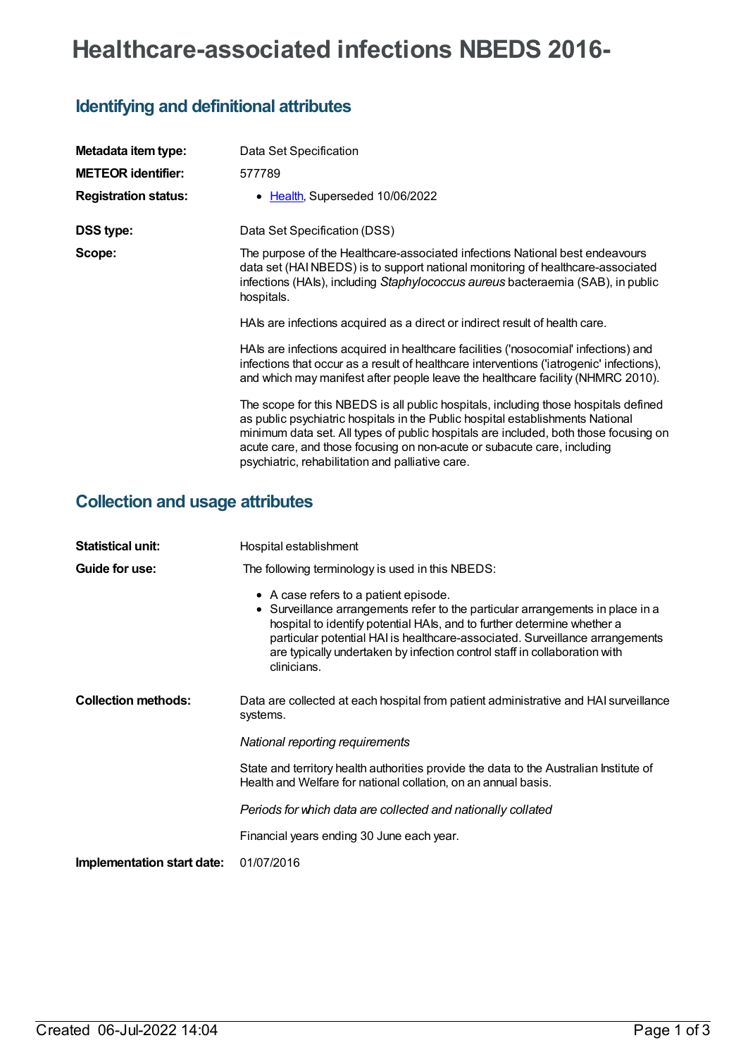# Healthcare-associated infections NBEDS 2016-

## Identifying and definitional attributes

| | |
|---|---|
| **Metadata item type:** | Data Set Specification |
| **METEOR identifier:** | 577789 |
| **Registration status:** | • Health, Superseded 10/06/2022 |
| **DSS type:** | Data Set Specification (DSS) |
| **Scope:** | The purpose of the Healthcare-associated infections National best endeavours data set (HAI NBEDS) is to support national monitoring of healthcare-associated infections (HAIs), including *Staphylococcus aureus* bacteraemia (SAB), in public hospitals.<br><br>HAIs are infections acquired as a direct or indirect result of health care.<br><br>HAIs are infections acquired in healthcare facilities ('nosocomial' infections) and infections that occur as a result of healthcare interventions ('iatrogenic' infections), and which may manifest after people leave the healthcare facility (NHMRC 2010).<br><br>The scope for this NBEDS is all public hospitals, including those hospitals defined as public psychiatric hospitals in the Public hospital establishments National minimum data set. All types of public hospitals are included, both those focusing on acute care, and those focusing on non-acute or subacute care, including psychiatric, rehabilitation and palliative care. |

## Collection and usage attributes

| | |
|---|---|
| **Statistical unit:** | Hospital establishment |
| **Guide for use:** | The following terminology is used in this NBEDS:<br><br>• A case refers to a patient episode.<br>• Surveillance arrangements refer to the particular arrangements in place in a hospital to identify potential HAIs, and to further determine whether a particular potential HAI is healthcare-associated. Surveillance arrangements are typically undertaken by infection control staff in collaboration with clinicians. |
| **Collection methods:** | Data are collected at each hospital from patient administrative and HAI surveillance systems.<br><br>*National reporting requirements*<br><br>State and territory health authorities provide the data to the Australian Institute of Health and Welfare for national collation, on an annual basis.<br><br>*Periods for which data are collected and nationally collated*<br><br>Financial years ending 30 June each year. |
| **Implementation start date:** | 01/07/2016 |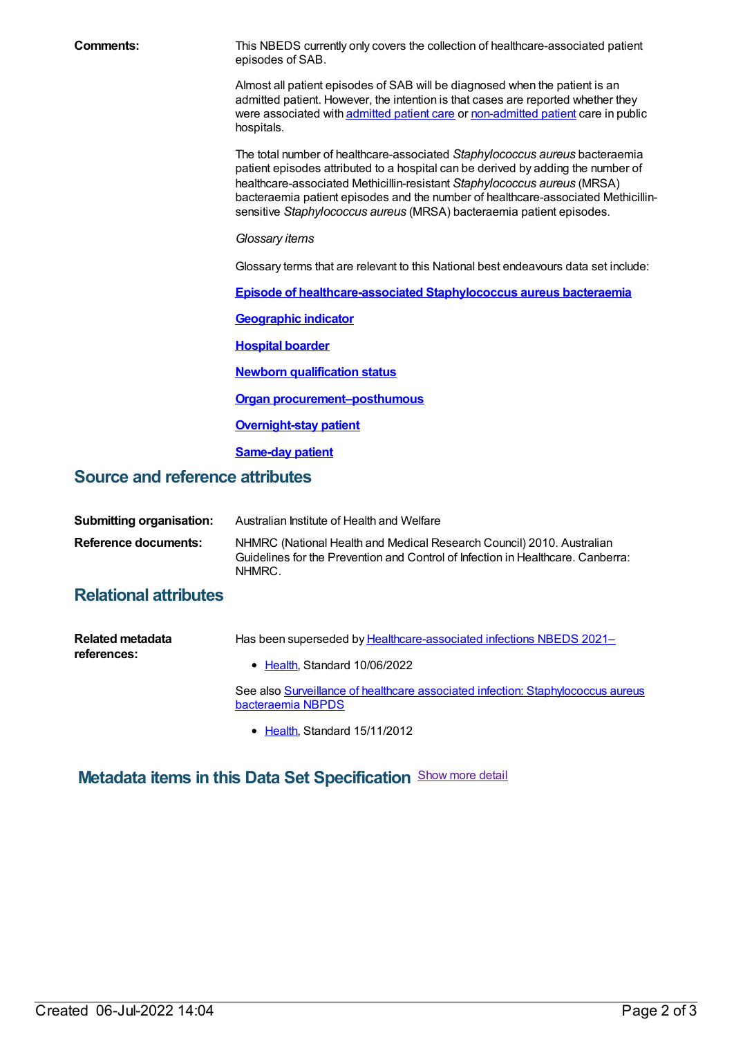**Comments:** This NBEDS currently only covers the collection of healthcare-associated patient episodes of SAB.

Almost all patient episodes of SAB will be diagnosed when the patient is an admitted patient. However, the intention is that cases are reported whether they were associated with admitted patient care or non-admitted patient care in public hospitals.

The total number of healthcare-associated *Staphylococcus aureus* bacteraemia patient episodes attributed to a hospital can be derived by adding the number of healthcare-associated Methicillin-resistant *Staphylococcus aureus* (MRSA) bacteraemia patient episodes and the number of healthcare-associated Methicillin-sensitive *Staphylococcus aureus* (MRSA) bacteraemia patient episodes.

*Glossary items*

Glossary terms that are relevant to this National best endeavours data set include:

**Episode of healthcare-associated Staphylococcus aureus bacteraemia**

**Geographic indicator**

**Hospital boarder**

**Newborn qualification status**

**Organ procurement–posthumous**

**Overnight-stay patient**

**Same-day patient**

## Source and reference attributes

**Submitting organisation:** Australian Institute of Health and Welfare

**Reference documents:** NHMRC (National Health and Medical Research Council) 2010. Australian Guidelines for the Prevention and Control of Infection in Healthcare. Canberra: NHMRC.

## Relational attributes

**Related metadata references:**

Has been superseded by Healthcare-associated infections NBEDS 2021–

- Health, Standard 10/06/2022

See also Surveillance of healthcare associated infection: Staphylococcus aureus bacteraemia NBPDS

- Health, Standard 15/11/2012

## Metadata items in this Data Set Specification

Show more detail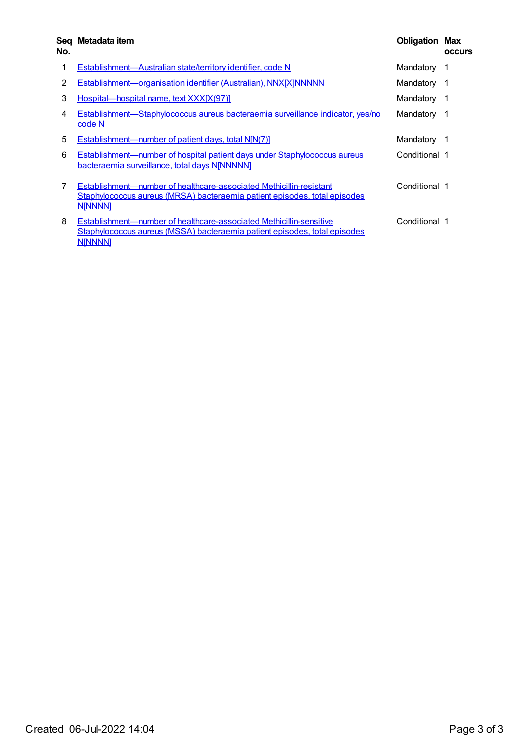| Seq No. | Metadata item | Obligation | Max occurs |
|---|---|---|---|
| 1 | Establishment—Australian state/territory identifier, code N | Mandatory | 1 |
| 2 | Establishment—organisation identifier (Australian), NNX[X]NNNNN | Mandatory | 1 |
| 3 | Hospital—hospital name, text XXX[X(97)] | Mandatory | 1 |
| 4 | Establishment—Staphylococcus aureus bacteraemia surveillance indicator, yes/no code N | Mandatory | 1 |
| 5 | Establishment—number of patient days, total N[N(7)] | Mandatory | 1 |
| 6 | Establishment—number of hospital patient days under Staphylococcus aureus bacteraemia surveillance, total days N[NNNNN] | Conditional | 1 |
| 7 | Establishment—number of healthcare-associated Methicillin-resistant Staphylococcus aureus (MRSA) bacteraemia patient episodes, total episodes N[NNNN] | Conditional | 1 |
| 8 | Establishment—number of healthcare-associated Methicillin-sensitive Staphylococcus aureus (MSSA) bacteraemia patient episodes, total episodes N[NNNN] | Conditional | 1 |